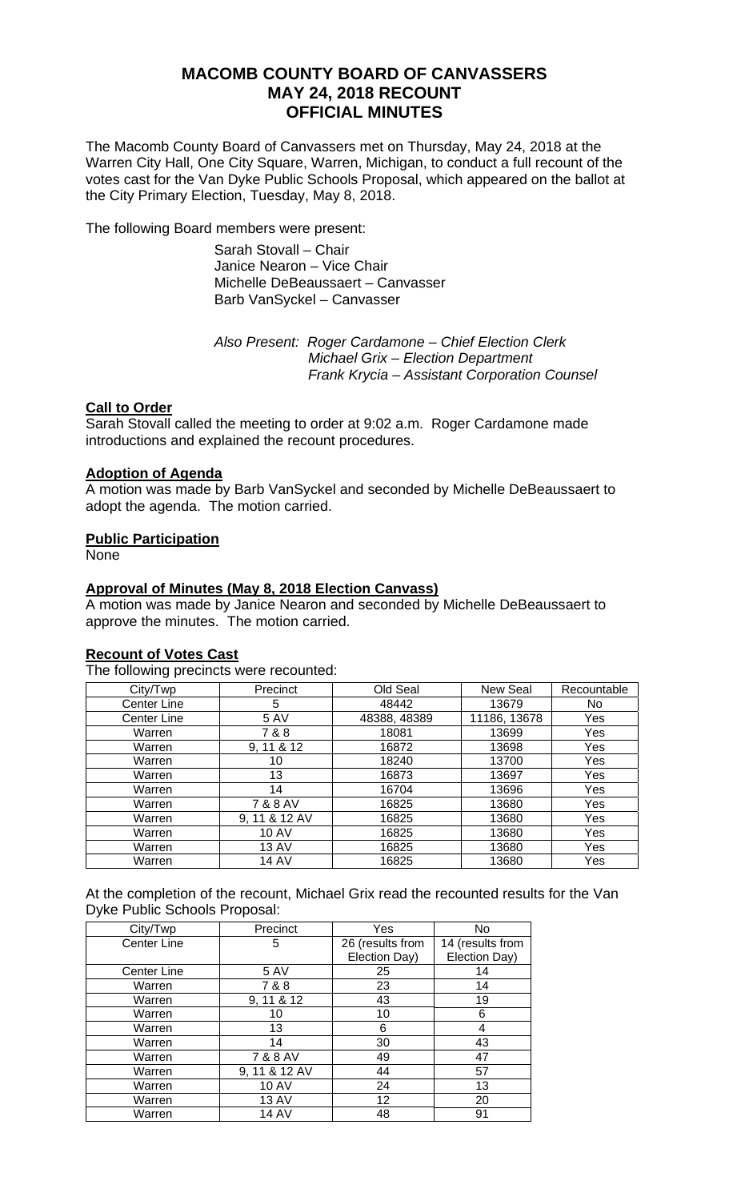# MACOMB COUNTY BOARD OF CANVASSERS
# MAY 24, 2018 RECOUNT
# OFFICIAL MINUTES

The Macomb County Board of Canvassers met on Thursday, May 24, 2018 at the Warren City Hall, One City Square, Warren, Michigan, to conduct a full recount of the votes cast for the Van Dyke Public Schools Proposal, which appeared on the ballot at the City Primary Election, Tuesday, May 8, 2018.

The following Board members were present:

Sarah Stovall – Chair
Janice Nearon – Vice Chair
Michelle DeBeaussaert – Canvasser
Barb VanSyckel – Canvasser

*Also Present: Roger Cardamone – Chief Election Clerk*
*Michael Grix – Election Department*
*Frank Krycia – Assistant Corporation Counsel*

**Call to Order**

Sarah Stovall called the meeting to order at 9:02 a.m. Roger Cardamone made introductions and explained the recount procedures.

**Adoption of Agenda**

A motion was made by Barb VanSyckel and seconded by Michelle DeBeaussaert to adopt the agenda. The motion carried.

**Public Participation**

None

**Approval of Minutes (May 8, 2018 Election Canvass)**

A motion was made by Janice Nearon and seconded by Michelle DeBeaussaert to approve the minutes. The motion carried.

**Recount of Votes Cast**

The following precincts were recounted:

| City/Twp | Precinct | Old Seal | New Seal | Recountable |
|---|---|---|---|---|
| Center Line | 5 | 48442 | 13679 | No |
| Center Line | 5 AV | 48388, 48389 | 11186, 13678 | Yes |
| Warren | 7 & 8 | 18081 | 13699 | Yes |
| Warren | 9, 11 & 12 | 16872 | 13698 | Yes |
| Warren | 10 | 18240 | 13700 | Yes |
| Warren | 13 | 16873 | 13697 | Yes |
| Warren | 14 | 16704 | 13696 | Yes |
| Warren | 7 & 8 AV | 16825 | 13680 | Yes |
| Warren | 9, 11 & 12 AV | 16825 | 13680 | Yes |
| Warren | 10 AV | 16825 | 13680 | Yes |
| Warren | 13 AV | 16825 | 13680 | Yes |
| Warren | 14 AV | 16825 | 13680 | Yes |

At the completion of the recount, Michael Grix read the recounted results for the Van Dyke Public Schools Proposal:

| City/Twp | Precinct | Yes | No |
|---|---|---|---|
| Center Line | 5 | 26 (results from Election Day) | 14 (results from Election Day) |
| Center Line | 5 AV | 25 | 14 |
| Warren | 7 & 8 | 23 | 14 |
| Warren | 9, 11 & 12 | 43 | 19 |
| Warren | 10 | 10 | 6 |
| Warren | 13 | 6 | 4 |
| Warren | 14 | 30 | 43 |
| Warren | 7 & 8 AV | 49 | 47 |
| Warren | 9, 11 & 12 AV | 44 | 57 |
| Warren | 10 AV | 24 | 13 |
| Warren | 13 AV | 12 | 20 |
| Warren | 14 AV | 48 | 91 |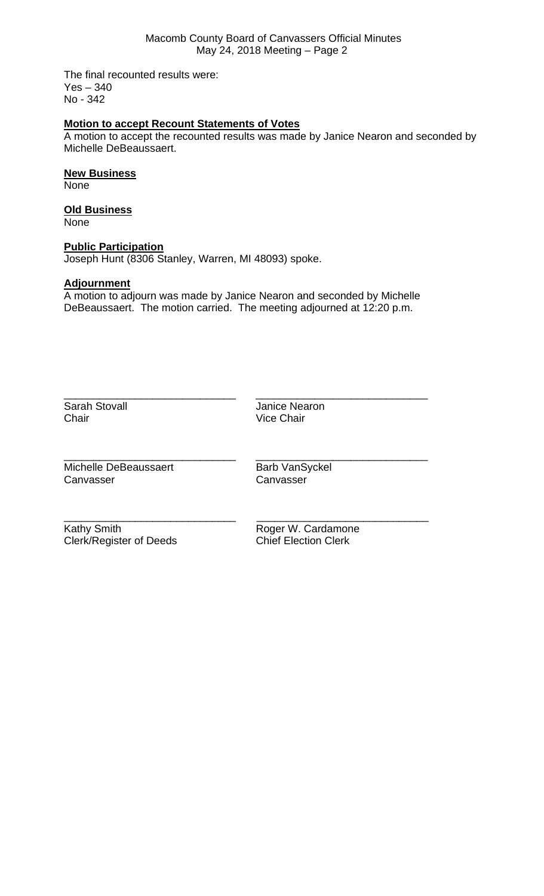The final recounted results were:
Yes – 340
No - 342

**Motion to accept Recount Statements of Votes**
A motion to accept the recounted results was made by Janice Nearon and seconded by Michelle DeBeaussaert.

**New Business**
None

**Old Business**
None

**Public Participation**
Joseph Hunt (8306 Stanley, Warren, MI 48093) spoke.

**Adjournment**
A motion to adjourn was made by Janice Nearon and seconded by Michelle DeBeaussaert. The motion carried. The meeting adjourned at 12:20 p.m.

| | |
|---|---|
| _____________________________ | _____________________________ |
| Sarah Stovall | Janice Nearon |
| Chair | Vice Chair |
| _____________________________ | _____________________________ |
| Michelle DeBeaussaert | Barb VanSyckel |
| Canvasser | Canvasser |
| _____________________________ | _____________________________ |
| Kathy Smith | Roger W. Cardamone |
| Clerk/Register of Deeds | Chief Election Clerk |